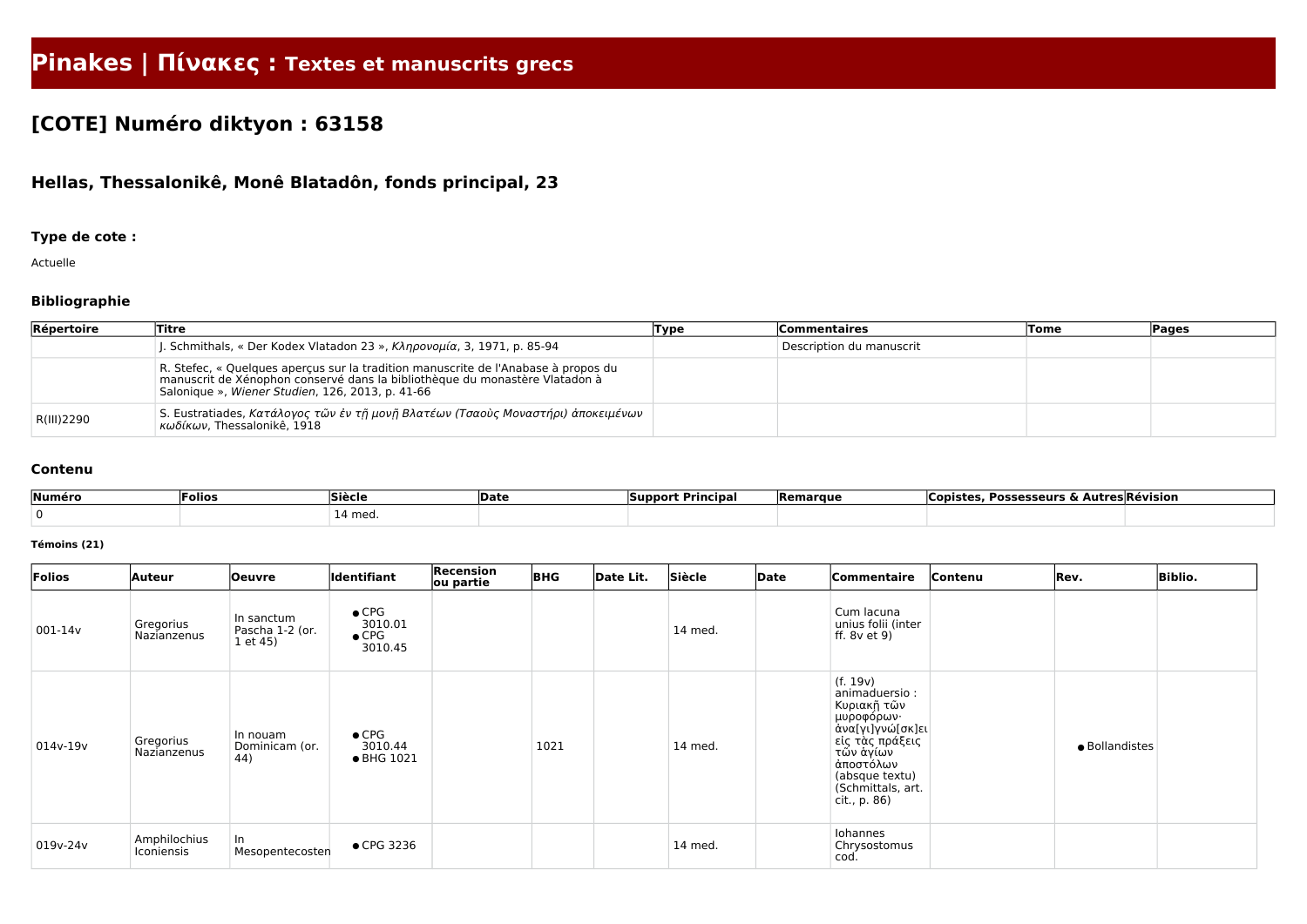# Pinakes | Πίνακες : Textes et manuscrits grecs

## [COTE] Numéro diktyon : 63158

### Hellas, Thessalonikê, Monê Blatadôn, fonds principal, 23

#### Type de cote :

Actuelle

#### Bibliographie

| Répertoire | Titre | Type | Commentaires | Tome | Pages |
|---|---|---|---|---|---|
| | J. Schmithals, « Der Kodex Vlatadon 23 », *Κληρονομία*, 3, 1971, p. 85-94 | | Description du manuscrit | | |
| | R. Stefec, « Quelques aperçus sur la tradition manuscrite de l'Anabase à propos du manuscrit de Xénophon conservé dans la bibliothèque du monastère Vlatadon à Salonique », *Wiener Studien*, 126, 2013, p. 41-66 | | | | |
| R(III)2290 | S. Eustratiades, *Κατάλογος τῶν ἐν τῇ μονῇ Βλατέων (Τσαοὺς Μοναστήρι) ἀποκειμένων κωδίκων*, Thessalonikê, 1918 | | | | |

#### Contenu

| Numéro | Folios | Siècle | Date | Support Principal | Remarque | Copistes, Possesseurs & Autres | Révision |
|---|---|---|---|---|---|---|---|
| 0 | | 14 med. | | | | | |

##### Témoins (21)

| Folios | Auteur | Oeuvre | Identifiant | Recension ou partie | BHG | Date Lit. | Siècle | Date | Commentaire | Contenu | Rev. | Biblio. |
|---|---|---|---|---|---|---|---|---|---|---|---|---|
| 001-14v | Gregorius Nazianzenus | In sanctum Pascha 1-2 (or. 1 et 45) | • CPG 3010.01<br>• CPG 3010.45 | | | | 14 med. | | Cum lacuna unius folii (inter ff. 8v et 9) | | | |
| 014v-19v | Gregorius Nazianzenus | In nouam Dominicam (or. 44) | • CPG 3010.44<br>• BHG 1021 | | 1021 | | 14 med. | | (f. 19v) animaduersio : Κυριακῇ τῶν μυροφόρων· ἀνα[γι]γνώ[σκ]ει εἰς τὰς πράξεις τῶν ἁγίων ἀποστόλων (absque textu) (Schmittals, art. cit., p. 86) | | • Bollandistes | |
| 019v-24v | Amphilochius Iconiensis | In Mesopentecosten | • CPG 3236 | | | | 14 med. | | Iohannes Chrysostomus cod. | | | |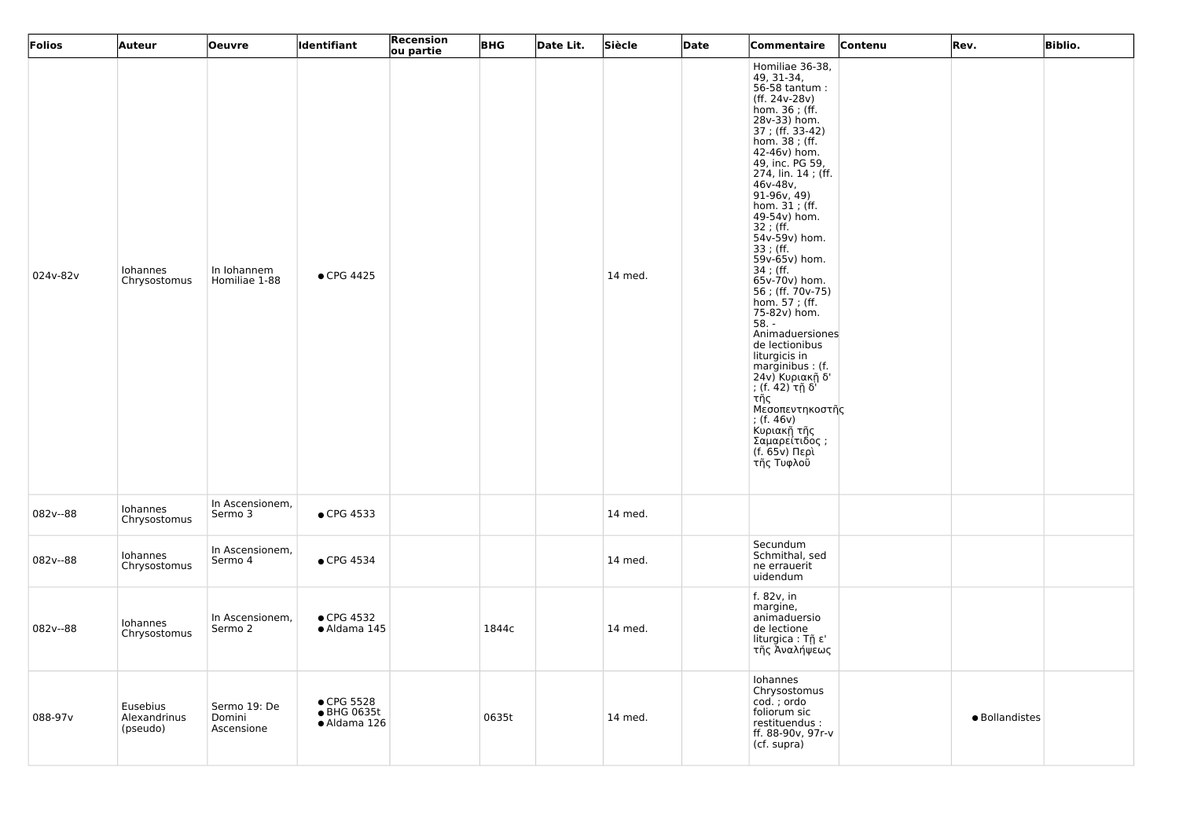| Folios | Auteur | Oeuvre | Identifiant | Recension ou partie | BHG | Date Lit. | Siècle | Date | Commentaire | Contenu | Rev. | Biblio. |
|---|---|---|---|---|---|---|---|---|---|---|---|---|
| 024v-82v | Iohannes Chrysostomus | In Iohannem Homiliae 1-88 | • CPG 4425 | | | | 14 med. | | Homiliae 36-38, 49, 31-34, 56-58 tantum : (ff. 24v-28v) hom. 36 ; (ff. 28v-33) hom. 37 ; (ff. 33-42) hom. 38 ; (ff. 42-46v) hom. 49, inc. PG 59, 274, lin. 14 ; (ff. 46v-48v, 91-96v, 49) hom. 31 ; (ff. 49-54v) hom. 32 ; (ff. 54v-59v) hom. 33 ; (ff. 59v-65v) hom. 34 ; (ff. 65v-70v) hom. 56 ; (ff. 70v-75) hom. 57 ; (ff. 75-82v) hom. 58. - Animaduersiones de lectionibus liturgicis in marginibus : (f. 24v) Κυριακῇ δ' ; (f. 42) τῇ δ' τῆς Μεσοπεντηκοστῆς ; (f. 46v) Κυριακῇ τῆς Σαμαρείτιδος ; (f. 65v) Περὶ τῆς Τυφλοῦ | | | |
| 082v--88 | Iohannes Chrysostomus | In Ascensionem, Sermo 3 | • CPG 4533 | | | | 14 med. | | | | | |
| 082v--88 | Iohannes Chrysostomus | In Ascensionem, Sermo 4 | • CPG 4534 | | | | 14 med. | | Secundum Schmithal, sed ne errauerit uidendum | | | |
| 082v--88 | Iohannes Chrysostomus | In Ascensionem, Sermo 2 | • CPG 4532<br>• Aldama 145 | | 1844c | | 14 med. | | f. 82v, in margine, animaduersio de lectione liturgica : Τῇ ε' τῆς Ἀναλήψεως | | | |
| 088-97v | Eusebius Alexandrinus (pseudo) | Sermo 19: De Domini Ascensione | • CPG 5528<br>• BHG 0635t<br>• Aldama 126 | | 0635t | | 14 med. | | Iohannes Chrysostomus cod. ; ordo foliorum sic restituendus : ff. 88-90v, 97r-v (cf. supra) | | • Bollandistes | |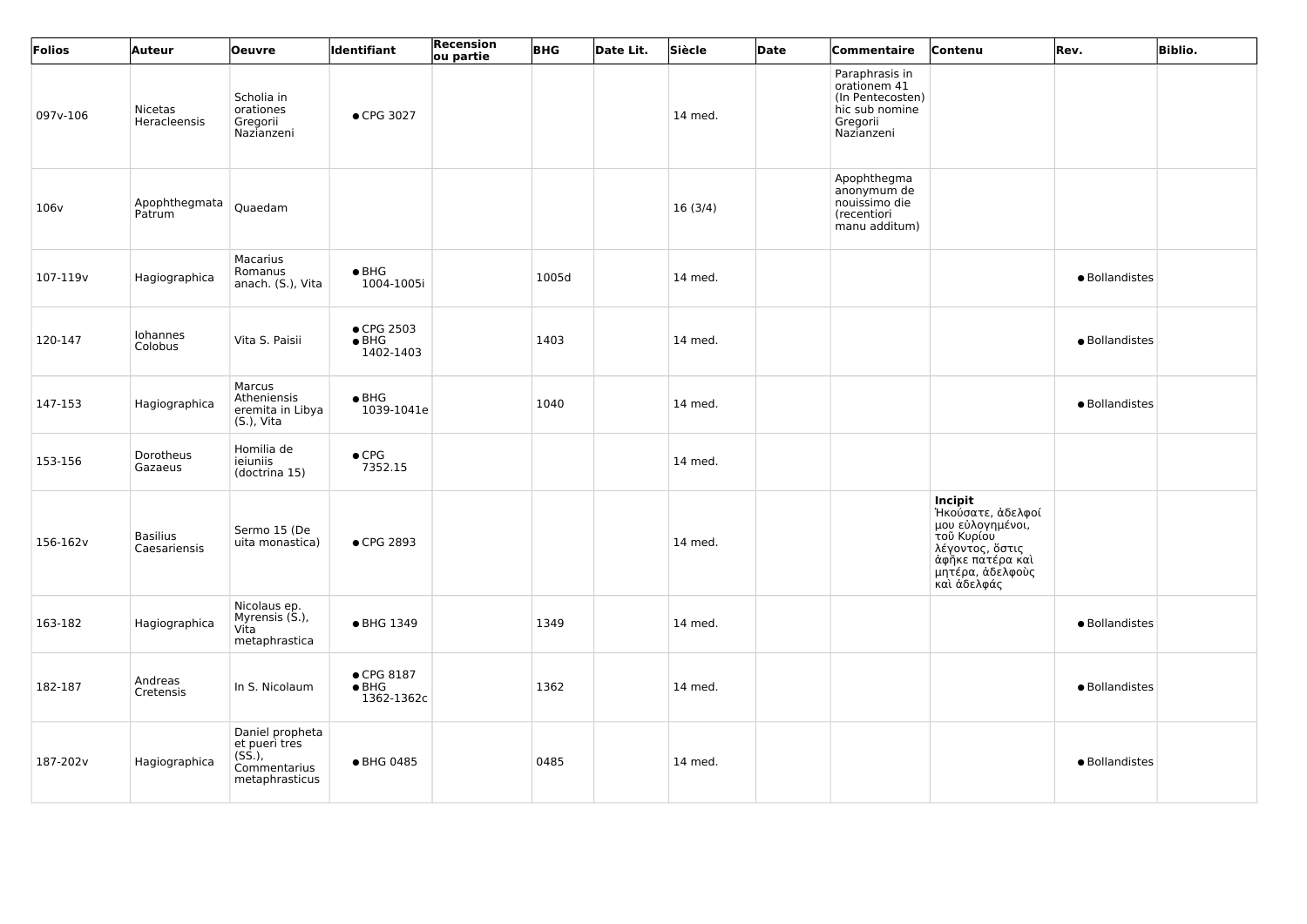| Folios | Auteur | Oeuvre | Identifiant | Recension ou partie | BHG | Date Lit. | Siècle | Date | Commentaire | Contenu | Rev. | Biblio. |
|---|---|---|---|---|---|---|---|---|---|---|---|---|
| 097v-106 | Nicetas Heracleensis | Scholia in orationes Gregorii Nazianzeni | • CPG 3027 | | | | 14 med. | | Paraphrasis in orationem 41 (In Pentecosten) hic sub nomine Gregorii Nazianzeni | | | |
| 106v | Apophthegmata Patrum | Quaedam | | | | | 16 (3/4) | | Apophthegma anonymum de nouissimo die (recentiori manu additum) | | | |
| 107-119v | Hagiographica | Macarius Romanus anach. (S.), Vita | • BHG 1004-1005i | | 1005d | | 14 med. | | | | • Bollandistes | |
| 120-147 | Iohannes Colobus | Vita S. Paisii | • CPG 2503<br>• BHG 1402-1403 | | 1403 | | 14 med. | | | | • Bollandistes | |
| 147-153 | Hagiographica | Marcus Atheniensis eremita in Libya (S.), Vita | • BHG 1039-1041e | | 1040 | | 14 med. | | | | • Bollandistes | |
| 153-156 | Dorotheus Gazaeus | Homilia de ieiuniis (doctrina 15) | • CPG 7352.15 | | | | 14 med. | | | | | |
| 156-162v | Basilius Caesariensis | Sermo 15 (De uita monastica) | • CPG 2893 | | | | 14 med. | | | **Incipit** Ἠκούσατε, ἀδελφοί μου εὐλογημένοι, τοῦ Κυρίου λέγοντος, ὅστις ἀφῆκε πατέρα καὶ μητέρα, ἀδελφοὺς καὶ ἀδελφάς | | |
| 163-182 | Hagiographica | Nicolaus ep. Myrensis (S.), Vita metaphrastica | • BHG 1349 | | 1349 | | 14 med. | | | | • Bollandistes | |
| 182-187 | Andreas Cretensis | In S. Nicolaum | • CPG 8187<br>• BHG 1362-1362c | | 1362 | | 14 med. | | | | • Bollandistes | |
| 187-202v | Hagiographica | Daniel propheta et pueri tres (SS.), Commentarius metaphrasticus | • BHG 0485 | | 0485 | | 14 med. | | | | • Bollandistes | |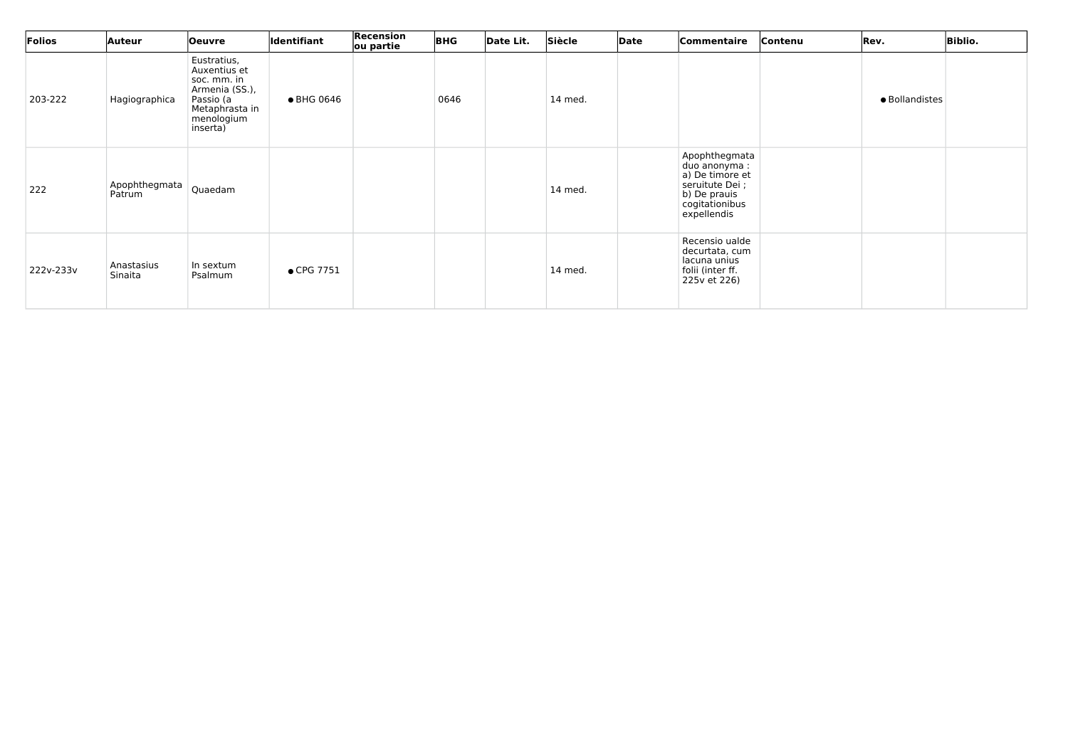| Folios | Auteur | Oeuvre | Identifiant | Recension ou partie | BHG | Date Lit. | Siècle | Date | Commentaire | Contenu | Rev. | Biblio. |
|---|---|---|---|---|---|---|---|---|---|---|---|---|
| 203-222 | Hagiographica | Eustratius, Auxentius et soc. mm. in Armenia (SS.), Passio (a Metaphrasta in menologium inserta) | • BHG 0646 | | 0646 | | 14 med. | | | | • Bollandistes | |
| 222 | Apophthegmata Patrum | Quaedam | | | | | 14 med. | | Apophthegmata duo anonyma : a) De timore et seruitute Dei ; b) De prauis cogitationibus expellendis | | | |
| 222v-233v | Anastasius Sinaita | In sextum Psalmum | • CPG 7751 | | | | 14 med. | | Recensio ualde decurtata, cum lacuna unius folii (inter ff. 225v et 226) | | | |